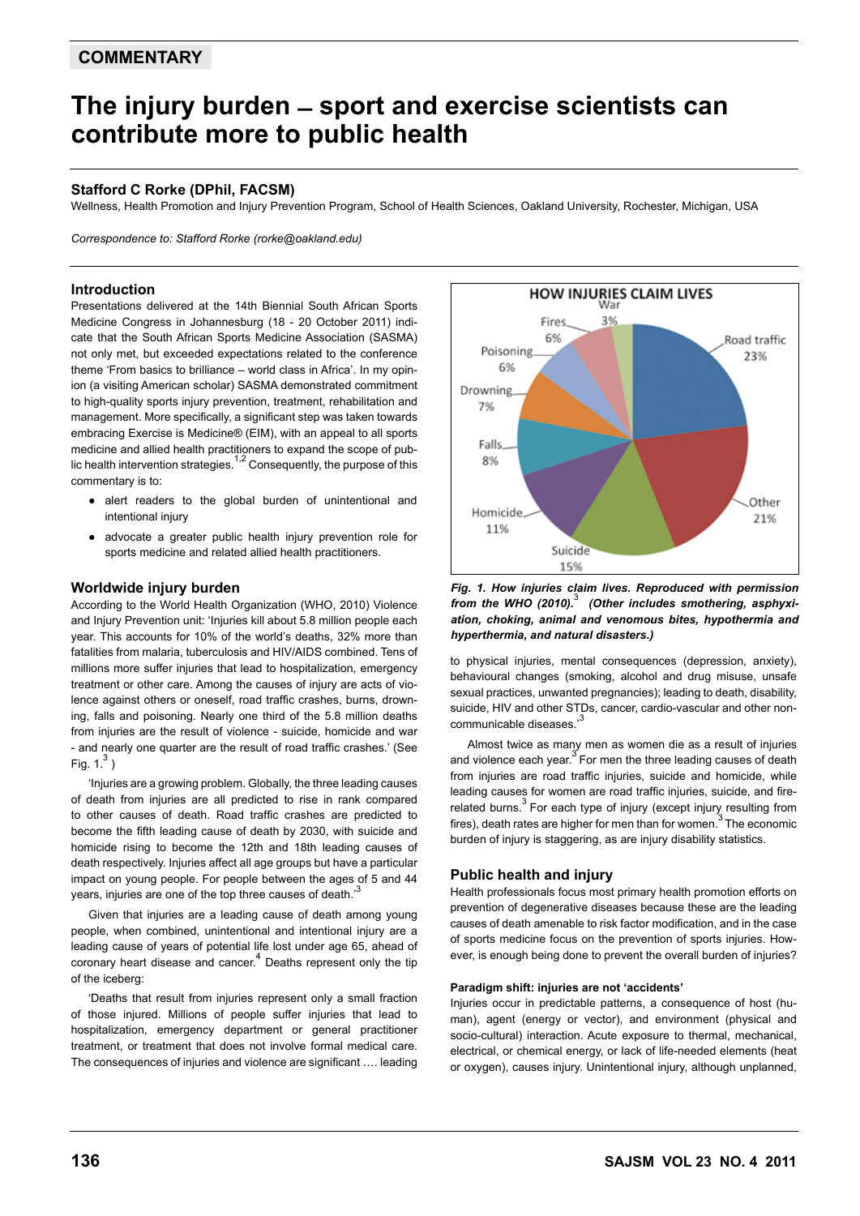COMMENTARY

# The injury burden – sport and exercise scientists can contribute more to public health

**Stafford C Rorke (DPhil, FACSM)**

Wellness, Health Promotion and Injury Prevention Program, School of Health Sciences, Oakland University, Rochester, Michigan, USA

*Correspondence to: Stafford Rorke (rorke@oakland.edu)*

## Introduction

Presentations delivered at the 14th Biennial South African Sports Medicine Congress in Johannesburg (18 - 20 October 2011) indicate that the South African Sports Medicine Association (SASMA) not only met, but exceeded expectations related to the conference theme 'From basics to brilliance – world class in Africa'. In my opinion (a visiting American scholar) SASMA demonstrated commitment to high-quality sports injury prevention, treatment, rehabilitation and management. More specifically, a significant step was taken towards embracing Exercise is Medicine® (EIM), with an appeal to all sports medicine and allied health practitioners to expand the scope of public health intervention strategies.[1,2] Consequently, the purpose of this commentary is to:

- alert readers to the global burden of unintentional and intentional injury
- advocate a greater public health injury prevention role for sports medicine and related allied health practitioners.

## Worldwide injury burden

According to the World Health Organization (WHO, 2010) Violence and Injury Prevention unit: 'Injuries kill about 5.8 million people each year. This accounts for 10% of the world's deaths, 32% more than fatalities from malaria, tuberculosis and HIV/AIDS combined. Tens of millions more suffer injuries that lead to hospitalization, emergency treatment or other care. Among the causes of injury are acts of violence against others or oneself, road traffic crashes, burns, drowning, falls and poisoning. Nearly one third of the 5.8 million deaths from injuries are the result of violence - suicide, homicide and war - and nearly one quarter are the result of road traffic crashes.' (See Fig. 1.[3])

'Injuries are a growing problem. Globally, the three leading causes of death from injuries are all predicted to rise in rank compared to other causes of death. Road traffic crashes are predicted to become the fifth leading cause of death by 2030, with suicide and homicide rising to become the 12th and 18th leading causes of death respectively. Injuries affect all age groups but have a particular impact on young people. For people between the ages of 5 and 44 years, injuries are one of the top three causes of death.'[3]

Given that injuries are a leading cause of death among young people, when combined, unintentional and intentional injury are a leading cause of years of potential life lost under age 65, ahead of coronary heart disease and cancer.[4] Deaths represent only the tip of the iceberg:

'Deaths that result from injuries represent only a small fraction of those injured. Millions of people suffer injuries that lead to hospitalization, emergency department or general practitioner treatment, or treatment that does not involve formal medical care. The consequences of injuries and violence are significant …. leading to physical injuries, mental consequences (depression, anxiety), behavioural changes (smoking, alcohol and drug misuse, unsafe sexual practices, unwanted pregnancies); leading to death, disability, suicide, HIV and other STDs, cancer, cardio-vascular and other non-communicable diseases.'[3]

*Fig. 1. How injuries claim lives. Reproduced with permission from the WHO (2010).[3] (Other includes smothering, asphyxiation, choking, animal and venomous bites, hypothermia and hyperthermia, and natural disasters.)*

Almost twice as many men as women die as a result of injuries and violence each year.[3] For men the three leading causes of death from injuries are road traffic injuries, suicide and homicide, while leading causes for women are road traffic injuries, suicide, and fire-related burns.[3] For each type of injury (except injury resulting from fires), death rates are higher for men than for women.[3] The economic burden of injury is staggering, as are injury disability statistics.

## Public health and injury

Health professionals focus most primary health promotion efforts on prevention of degenerative diseases because these are the leading causes of death amenable to risk factor modification, and in the case of sports medicine focus on the prevention of sports injuries. However, is enough being done to prevent the overall burden of injuries?

### Paradigm shift: injuries are not 'accidents'

Injuries occur in predictable patterns, a consequence of host (human), agent (energy or vector), and environment (physical and socio-cultural) interaction. Acute exposure to thermal, mechanical, electrical, or chemical energy, or lack of life-needed elements (heat or oxygen), causes injury. Unintentional injury, although unplanned,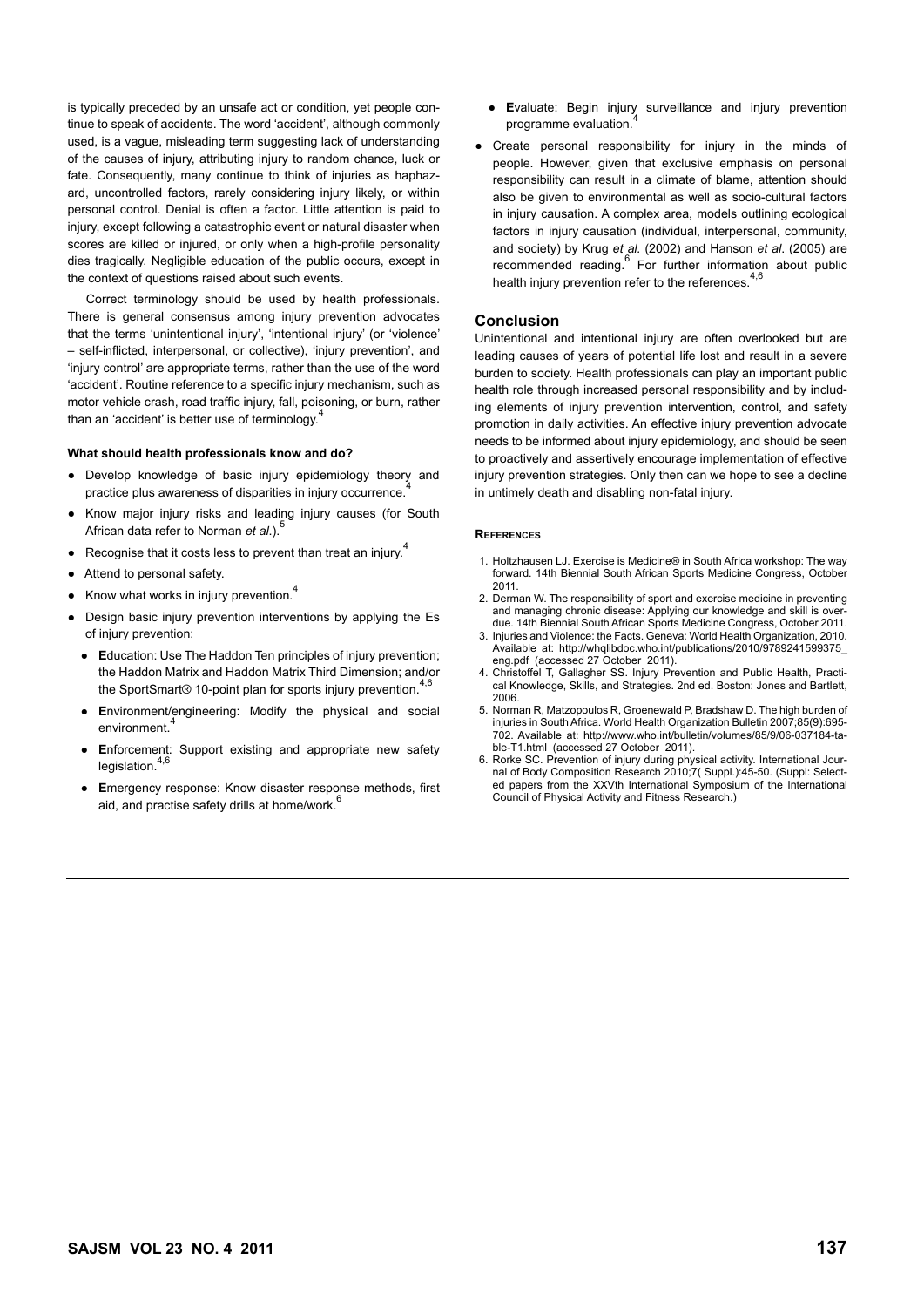is typically preceded by an unsafe act or condition, yet people continue to speak of accidents. The word 'accident', although commonly used, is a vague, misleading term suggesting lack of understanding of the causes of injury, attributing injury to random chance, luck or fate. Consequently, many continue to think of injuries as haphazard, uncontrolled factors, rarely considering injury likely, or within personal control. Denial is often a factor. Little attention is paid to injury, except following a catastrophic event or natural disaster when scores are killed or injured, or only when a high-profile personality dies tragically. Negligible education of the public occurs, except in the context of questions raised about such events.

Correct terminology should be used by health professionals. There is general consensus among injury prevention advocates that the terms 'unintentional injury', 'intentional injury' (or 'violence' – self-inflicted, interpersonal, or collective), 'injury prevention', and 'injury control' are appropriate terms, rather than the use of the word 'accident'. Routine reference to a specific injury mechanism, such as motor vehicle crash, road traffic injury, fall, poisoning, or burn, rather than an 'accident' is better use of terminology.[4]

**What should health professionals know and do?**

- Develop knowledge of basic injury epidemiology theory and practice plus awareness of disparities in injury occurrence.[4]
- Know major injury risks and leading injury causes (for South African data refer to Norman *et al.*).[5]
- Recognise that it costs less to prevent than treat an injury.[4]
- Attend to personal safety.
- Know what works in injury prevention.[4]
- Design basic injury prevention interventions by applying the Es of injury prevention:
  - **E**ducation: Use The Haddon Ten principles of injury prevention; the Haddon Matrix and Haddon Matrix Third Dimension; and/or the SportSmart® 10-point plan for sports injury prevention.[4,6]
  - **E**nvironment/engineering: Modify the physical and social environment.[4]
  - **E**nforcement: Support existing and appropriate new safety legislation.[4,6]
  - **E**mergency response: Know disaster response methods, first aid, and practise safety drills at home/work.[6]
  - **E**valuate: Begin injury surveillance and injury prevention programme evaluation.[4]
- Create personal responsibility for injury in the minds of people. However, given that exclusive emphasis on personal responsibility can result in a climate of blame, attention should also be given to environmental as well as socio-cultural factors in injury causation. A complex area, models outlining ecological factors in injury causation (individual, interpersonal, community, and society) by Krug *et al.* (2002) and Hanson *et al*. (2005) are recommended reading.[6] For further information about public health injury prevention refer to the references.[4,6]

## Conclusion

Unintentional and intentional injury are often overlooked but are leading causes of years of potential life lost and result in a severe burden to society. Health professionals can play an important public health role through increased personal responsibility and by including elements of injury prevention intervention, control, and safety promotion in daily activities. An effective injury prevention advocate needs to be informed about injury epidemiology, and should be seen to proactively and assertively encourage implementation of effective injury prevention strategies. Only then can we hope to see a decline in untimely death and disabling non-fatal injury.

### References

1. Holtzhausen LJ. Exercise is Medicine® in South Africa workshop: The way forward. 14th Biennial South African Sports Medicine Congress, October 2011.
2. Derman W. The responsibility of sport and exercise medicine in preventing and managing chronic disease: Applying our knowledge and skill is overdue. 14th Biennial South African Sports Medicine Congress, October 2011.
3. Injuries and Violence: the Facts. Geneva: World Health Organization, 2010. Available at: http://whqlibdoc.who.int/publications/2010/9789241599375_eng.pdf (accessed 27 October 2011).
4. Christoffel T, Gallagher SS. Injury Prevention and Public Health, Practical Knowledge, Skills, and Strategies. 2nd ed. Boston: Jones and Bartlett, 2006.
5. Norman R, Matzopoulos R, Groenewald P, Bradshaw D. The high burden of injuries in South Africa. World Health Organization Bulletin 2007;85(9):695-702. Available at: http://www.who.int/bulletin/volumes/85/9/06-037184-table-T1.html (accessed 27 October 2011).
6. Rorke SC. Prevention of injury during physical activity. International Journal of Body Composition Research 2010;7( Suppl.):45-50. (Suppl: Selected papers from the XXVth International Symposium of the International Council of Physical Activity and Fitness Research.)